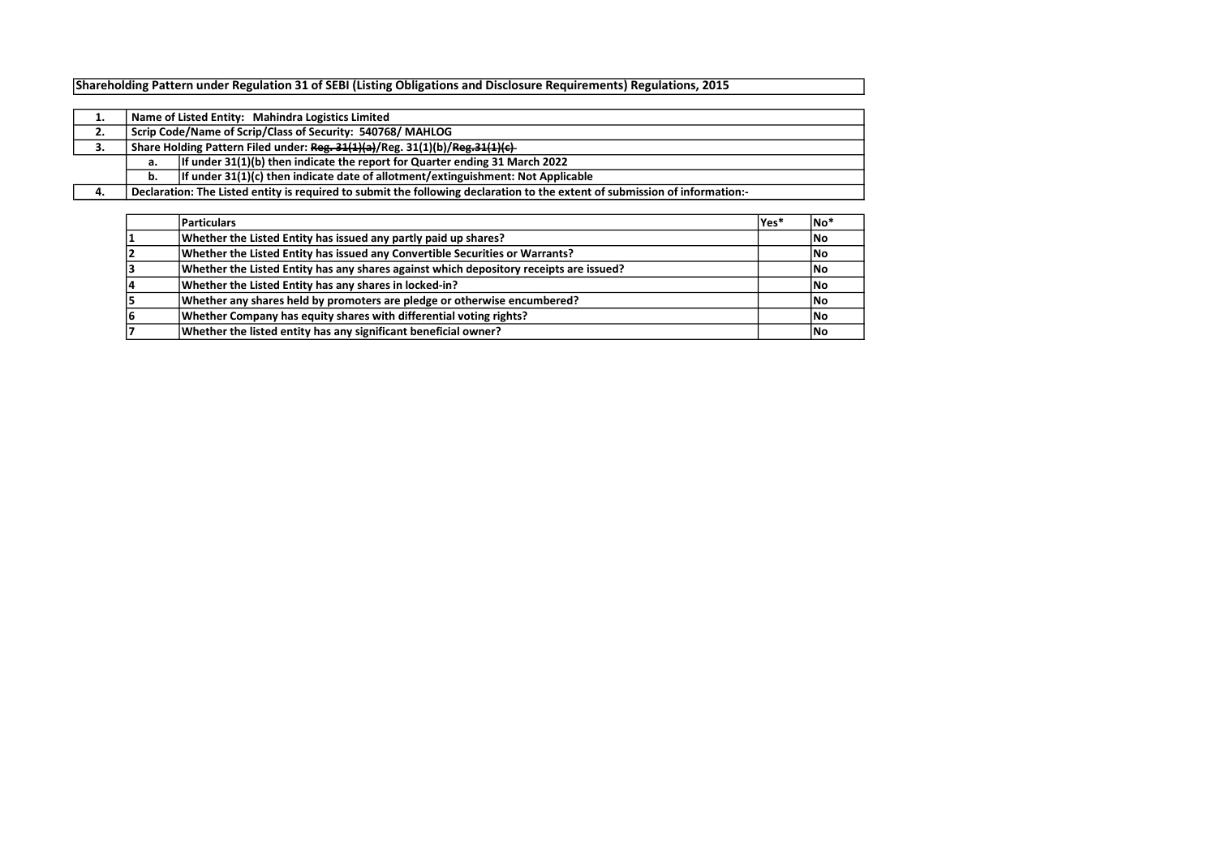**Shareholding Pattern under Regulation 31 of SEBI (Listing Obligations and Disclosure Requirements) Regulations, 2015**

| | | |
|---|---|---|
| 1. | Name of Listed Entity: Mahindra Logistics Limited | |
| 2. | Scrip Code/Name of Scrip/Class of Security: 540768/ MAHLOG | |
| 3. | Share Holding Pattern Filed under: ~~Reg. 31(1)(a)~~/Reg. 31(1)(b)/~~Reg.31(1)(c)~~ | |
| | a. | If under 31(1)(b) then indicate the report for Quarter ending 31 March 2022 |
| | b. | If under 31(1)(c) then indicate date of allotment/extinguishment: Not Applicable |
| 4. | Declaration: The Listed entity is required to submit the following declaration to the extent of submission of information:- | |

| | Particulars | Yes* | No* |
|---|---|---|---|
| 1 | Whether the Listed Entity has issued any partly paid up shares? | | No |
| 2 | Whether the Listed Entity has issued any Convertible Securities or Warrants? | | No |
| 3 | Whether the Listed Entity has any shares against which depository receipts are issued? | | No |
| 4 | Whether the Listed Entity has any shares in locked-in? | | No |
| 5 | Whether any shares held by promoters are pledge or otherwise encumbered? | | No |
| 6 | Whether Company has equity shares with differential voting rights? | | No |
| 7 | Whether the listed entity has any significant beneficial owner? | | No |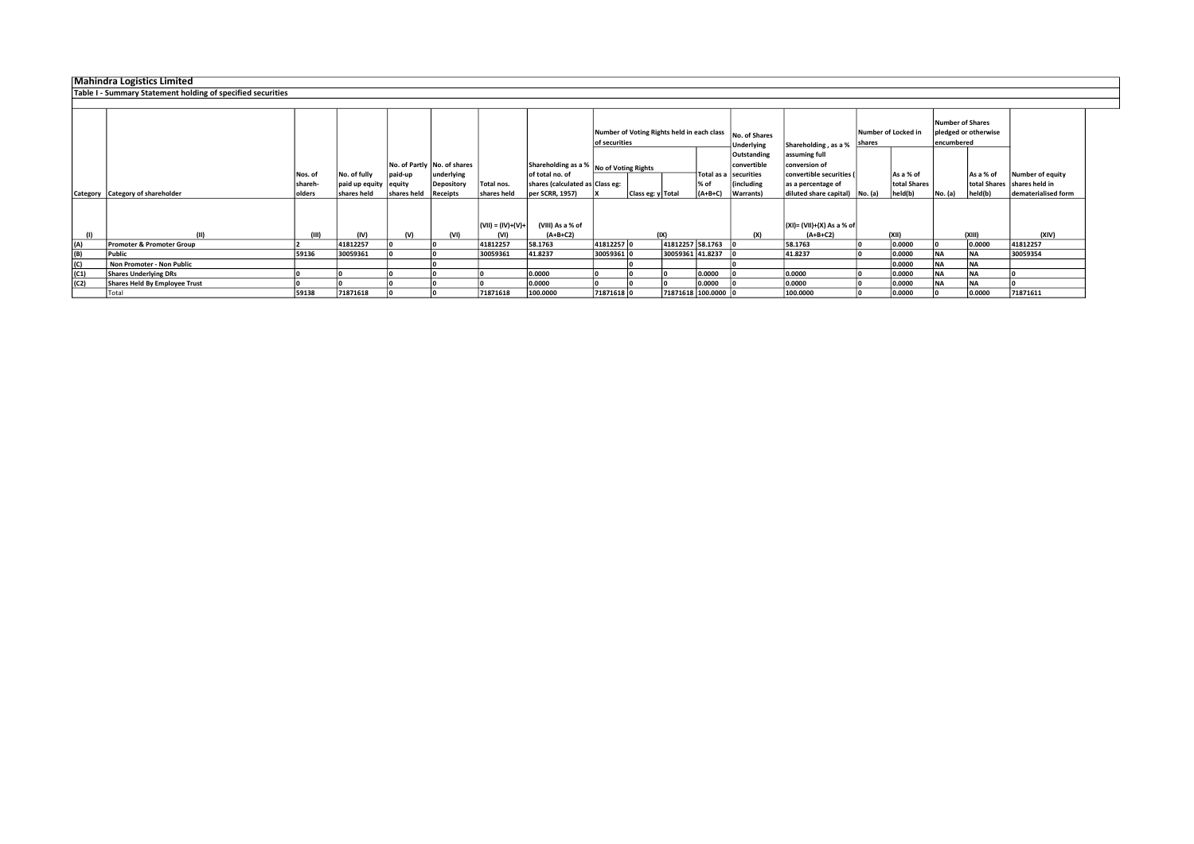# Mahindra Logistics Limited

## Table I - Summary Statement holding of specified securities

| Category | Category of shareholder | Nos. of shareh-olders | No. of fully paid up equity shares held | No. of Partly paid-up equity shares held | No. of shares underlying Depository Receipts | Total nos. shares held | Shareholding as a % of total no. of shares (calculated as per SCRR, 1957) | Number of Voting Rights held in each class of securities | | | | No. of Shares Underlying Outstanding convertible securities (including Warrants) | Shareholding , as a % assuming full conversion of convertible securities ( as a percentage of diluted share capital) | Number of Locked in shares | | Number of Shares pledged or otherwise encumbered | | Number of equity shares held in dematerialised form |
|---|---|---|---|---|---|---|---|---|---|---|---|---|---|---|---|---|---|---|
| | | | | | | | | No of Voting Rights | | | Total as a % of (A+B+C) | | | No. (a) | As a % of total Shares held(b) | No. (a) | As a % of total Shares held(b) | |
| | | | | | | | | Class eg: X | Class eg: y | Total | | | | | | | | |
| (I) | (II) | (III) | (IV) | (V) | (VI) | (VII) = (IV)+(V)+ (VI) | (VIII) As a % of (A+B+C2) | (IX) | | | | (X) | (XI)= (VII)+(X) As a % of (A+B+C2) | (XII) | | (XIII) | | (XIV) |
| (A) | Promoter & Promoter Group | 2 | 41812257 | 0 | 0 | 41812257 | 58.1763 | 41812257 | 0 | 41812257 | 58.1763 | 0 | 58.1763 | 0 | 0.0000 | 0 | 0.0000 | 41812257 |
| (B) | Public | 59136 | 30059361 | 0 | 0 | 30059361 | 41.8237 | 30059361 | 0 | 30059361 | 41.8237 | 0 | 41.8237 | 0 | 0.0000 | NA | NA | 30059354 |
| (C) | Non Promoter - Non Public | | | | 0 | | | | 0 | | | 0 | | 0 | 0.0000 | NA | NA | |
| (C1) | Shares Underlying DRs | 0 | 0 | 0 | 0 | 0 | 0.0000 | 0 | 0 | 0 | 0.0000 | 0 | 0.0000 | 0 | 0.0000 | NA | NA | 0 |
| (C2) | Shares Held By Employee Trust | 0 | 0 | 0 | 0 | 0 | 0.0000 | 0 | 0 | 0 | 0.0000 | 0 | 0.0000 | 0 | 0.0000 | NA | NA | 0 |
| | Total | 59138 | 71871618 | 0 | 0 | 71871618 | 100.0000 | 71871618 | 0 | 71871618 | 100.0000 | 0 | 100.0000 | 0 | 0.0000 | 0 | 0.0000 | 71871611 |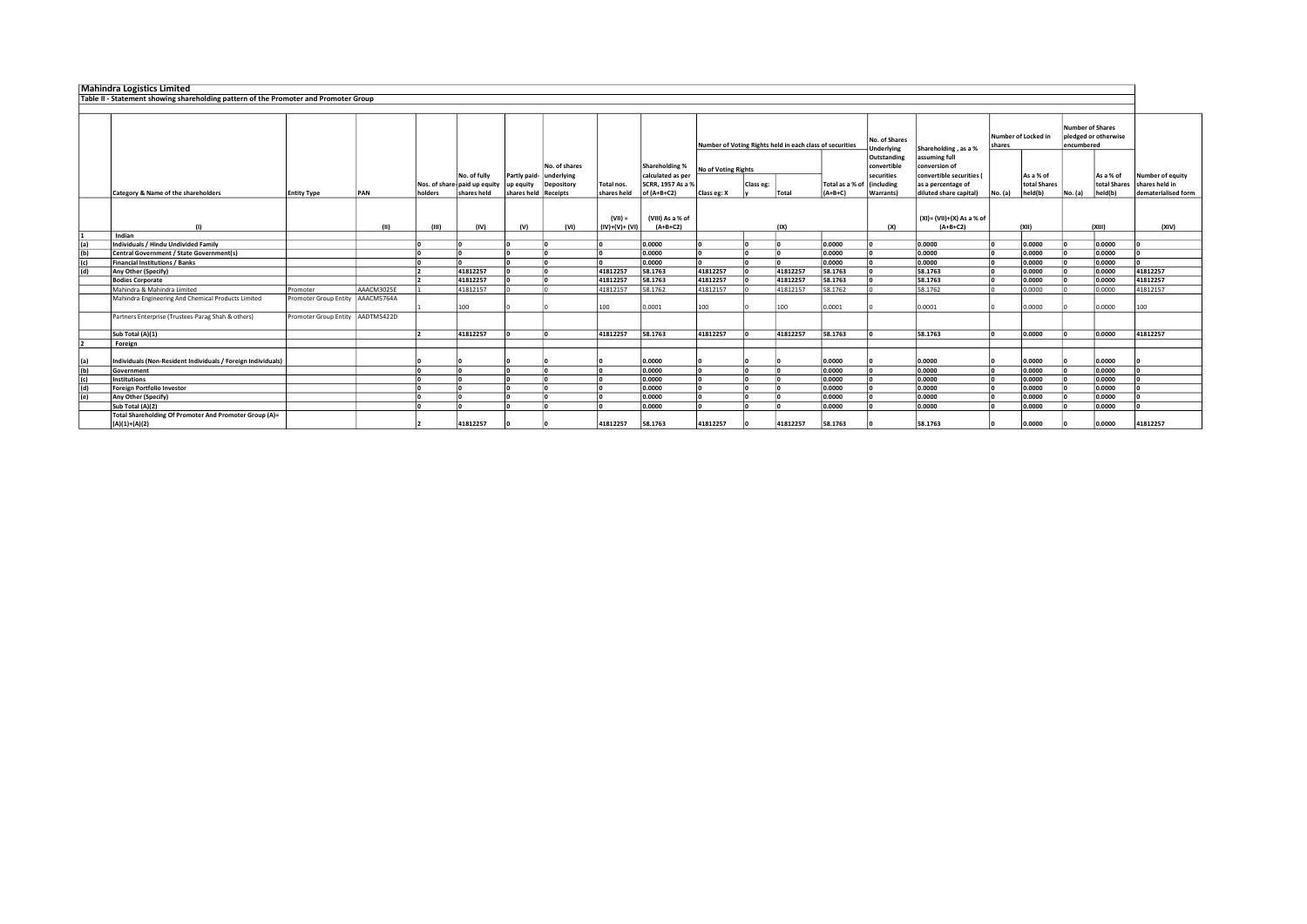## Mahindra Logistics Limited

### Table II - Statement showing shareholding pattern of the Promoter and Promoter Group

| | Category & Name of the shareholders | Entity Type | PAN | Nos. of shareholders | No. of fully paid up equity shares held | Partly paid-up equity shares held | No. of shares underlying Depository Receipts | Total nos. shares held | Shareholding % calculated as per SCRR, 1957 As a % of (A+B+C2) | Number of Voting Rights held in each class of securities | | | | No. of Shares Underlying Outstanding convertible securities (including Warrants) | Shareholding , as a % assuming full conversion of convertible securities ( as a percentage of diluted share capital) | Number of Locked in shares | | Number of Shares pledged or otherwise encumbered | | Number of equity shares held in dematerialised form |
|---|---|---|---|---|---|---|---|---|---|---|---|---|---|---|---|---|---|---|---|---|
| | | | | | | | | | | No of Voting Rights | | | Total as a % of (A+B+C) | | | No. (a) | As a % of total Shares held(b) | No. (a) | As a % of total Shares held(b) | |
| | | | | | | | | | | Class eg: X | Class eg: y | Total | | | | | | | | |
| | (I) | | (II) | (III) | (IV) | (V) | (VI) | (VII) = (IV)+(V)+ (VI) | (VIII) As a % of (A+B+C2) | (IX) | | | | (X) | (XI)= (VII)+(X) As a % of (A+B+C2) | (XII) | | (XIII) | | (XIV) |
| 1 | **Indian** | | | | | | | | | | | | | | | | | | | |
| (a) | **Individuals / Hindu Undivided Family** | | | 0 | 0 | 0 | 0 | 0 | 0.0000 | 0 | 0 | 0 | 0.0000 | 0 | 0.0000 | 0 | 0.0000 | 0 | 0.0000 | 0 |
| (b) | **Central Government / State Government(s)** | | | 0 | 0 | 0 | 0 | 0 | 0.0000 | 0 | 0 | 0 | 0.0000 | 0 | 0.0000 | 0 | 0.0000 | 0 | 0.0000 | 0 |
| (c) | **Financial Institutions / Banks** | | | 0 | 0 | 0 | 0 | 0 | 0.0000 | 0 | 0 | 0 | 0.0000 | 0 | 0.0000 | 0 | 0.0000 | 0 | 0.0000 | 0 |
| (d) | **Any Other (Specify)** | | | 2 | 41812257 | 0 | 0 | 41812257 | 58.1763 | 41812257 | 0 | 41812257 | 58.1763 | 0 | 58.1763 | 0 | 0.0000 | 0 | 0.0000 | 41812257 |
| | **Bodies Corporate** | | | 2 | 41812257 | 0 | 0 | 41812257 | 58.1763 | 41812257 | 0 | 41812257 | 58.1763 | 0 | 58.1763 | 0 | 0.0000 | 0 | 0.0000 | 41812257 |
| | Mahindra & Mahindra Limited | Promoter | AAACM3025E | 1 | 41812157 | 0 | 0 | 41812157 | 58.1762 | 41812157 | 0 | 41812157 | 58.1762 | 0 | 58.1762 | 0 | 0.0000 | 0 | 0.0000 | 41812157 |
| | Mahindra Engineering And Chemical Products Limited | Promoter Group Entity | AAACM5764A | 1 | 100 | 0 | 0 | 100 | 0.0001 | 100 | 0 | 100 | 0.0001 | 0 | 0.0001 | 0 | 0.0000 | 0 | 0.0000 | 100 |
| | Partners Enterprise (Trustees-Parag Shah & others) | Promoter Group Entity | AADTM5422D | | | | | | | | | | | | | | | | | |
| | **Sub Total (A)(1)** | | | 2 | 41812257 | 0 | 0 | 41812257 | 58.1763 | 41812257 | 0 | 41812257 | 58.1763 | 0 | 58.1763 | 0 | 0.0000 | 0 | 0.0000 | 41812257 |
| 2 | **Foreign** | | | | | | | | | | | | | | | | | | | |
| (a) | **Individuals (Non-Resident Individuals / Foreign Individuals)** | | | 0 | 0 | 0 | 0 | 0 | 0.0000 | 0 | 0 | 0 | 0.0000 | 0 | 0.0000 | 0 | 0.0000 | 0 | 0.0000 | 0 |
| (b) | **Government** | | | 0 | 0 | 0 | 0 | 0 | 0.0000 | 0 | 0 | 0 | 0.0000 | 0 | 0.0000 | 0 | 0.0000 | 0 | 0.0000 | 0 |
| (c) | **Institutions** | | | 0 | 0 | 0 | 0 | 0 | 0.0000 | 0 | 0 | 0 | 0.0000 | 0 | 0.0000 | 0 | 0.0000 | 0 | 0.0000 | 0 |
| (d) | **Foreign Portfolio Investor** | | | 0 | 0 | 0 | 0 | 0 | 0.0000 | 0 | 0 | 0 | 0.0000 | 0 | 0.0000 | 0 | 0.0000 | 0 | 0.0000 | 0 |
| (e) | **Any Other (Specify)** | | | 0 | 0 | 0 | 0 | 0 | 0.0000 | 0 | 0 | 0 | 0.0000 | 0 | 0.0000 | 0 | 0.0000 | 0 | 0.0000 | 0 |
| | **Sub Total (A)(2)** | | | 0 | 0 | 0 | 0 | 0 | 0.0000 | 0 | 0 | 0 | 0.0000 | 0 | 0.0000 | 0 | 0.0000 | 0 | 0.0000 | 0 |
| | **Total Shareholding Of Promoter And Promoter Group (A)= (A)(1)+(A)(2)** | | | 2 | 41812257 | 0 | 0 | 41812257 | 58.1763 | 41812257 | 0 | 41812257 | 58.1763 | 0 | 58.1763 | 0 | 0.0000 | 0 | 0.0000 | 41812257 |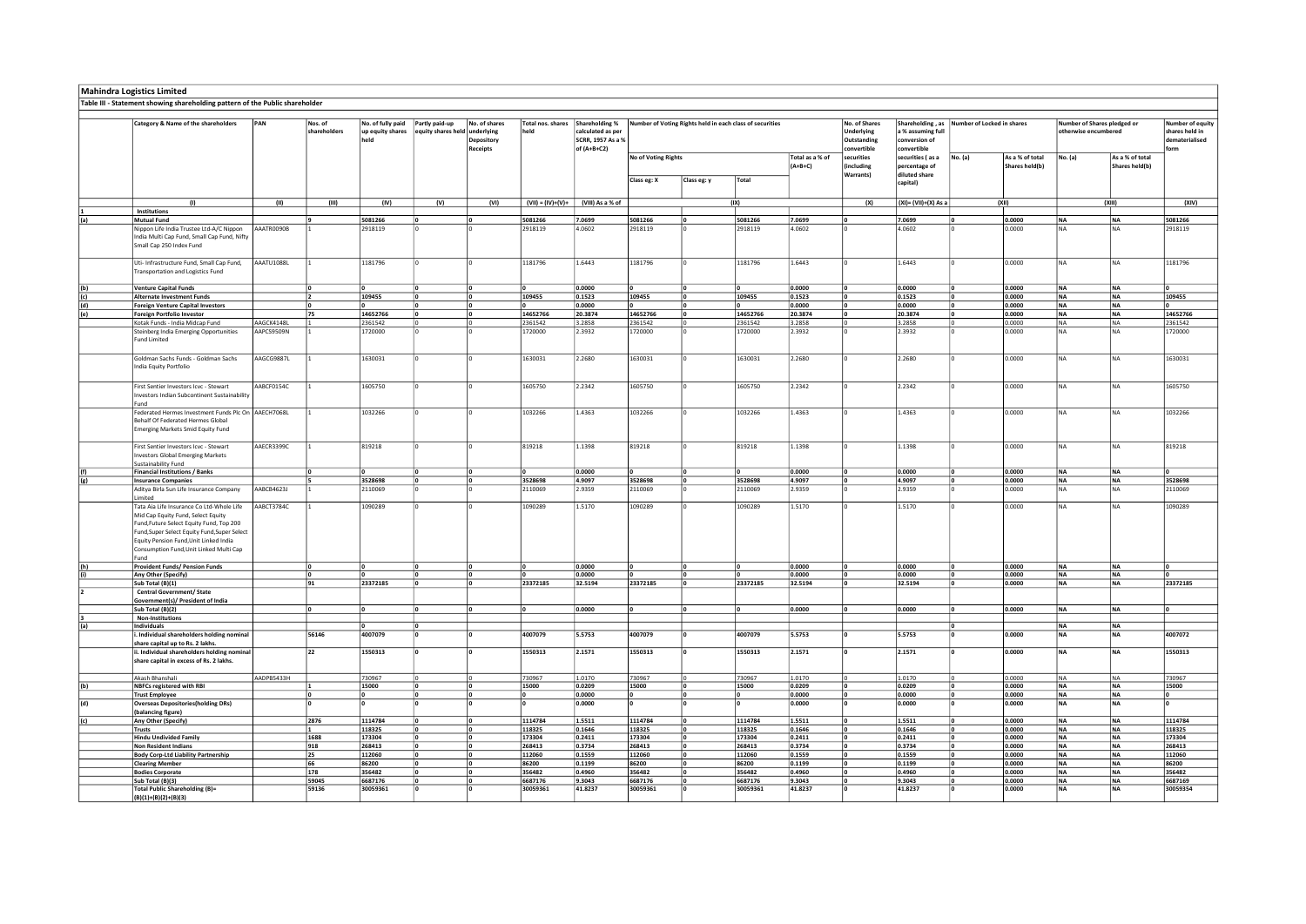# Mahindra Logistics Limited

## Table III - Statement showing shareholding pattern of the Public shareholder

| | Category & Name of the shareholders | PAN | Nos. of shareholders | No. of fully paid up equity shares held | Partly paid-up equity shares held | No. of shares underlying Depository Receipts | Total nos. shares held | Shareholding % calculated as per SCRR, 1957 As a % of (A+B+C2) | Number of Voting Rights held in each class of securities | | | | No. of Shares Underlying Outstanding convertible securities (including Warrants) | Shareholding , as a % assuming full conversion of convertible securities ( as a percentage of diluted share capital) | Number of Locked in shares | | Number of Shares pledged or otherwise encumbered | | Number of equity shares held in dematerialised form |
|---|---|---|---|---|---|---|---|---|---|---|---|---|---|---|---|---|---|---|---|
| | | | | | | | | | No of Voting Rights | | | Total as a % of (A+B+C) | | | No. (a) | As a % of total Shares held(b) | No. (a) | As a % of total Shares held(b) | |
| | | | | | | | | | Class eg: X | Class eg: y | Total | | | | | | | | |
| | (I) | (II) | (III) | (IV) | (V) | (VI) | (VII) = (IV)+(V)+ | (VIII) As a % of | (IX) | | | | (X) | (XI)= (VII)+(X) As a | (XII) | | (XIII) | | (XIV) |
| 1 | Institutions | | | | | | | | | | | | | | | | | | |
| (a) | Mutual Fund | | 9 | 5081266 | 0 | 0 | 5081266 | 7.0699 | 5081266 | 0 | 5081266 | 7.0699 | 0 | 7.0699 | 0 | 0.0000 | NA | NA | 5081266 |
| | Nippon Life India Trustee Ltd-A/C Nippon India Multi Cap Fund, Small Cap Fund, Nifty Small Cap 250 Index Fund | AAATR0090B | 1 | 2918119 | 0 | 0 | 2918119 | 4.0602 | 2918119 | 0 | 2918119 | 4.0602 | 0 | 4.0602 | 0 | 0.0000 | NA | NA | 2918119 |
| | Uti- Infrastructure Fund, Small Cap Fund, Transportation and Logistics Fund | AAATU1088L | 1 | 1181796 | 0 | 0 | 1181796 | 1.6443 | 1181796 | 0 | 1181796 | 1.6443 | 0 | 1.6443 | 0 | 0.0000 | NA | NA | 1181796 |
| (b) | Venture Capital Funds | | 0 | 0 | 0 | 0 | 0 | 0.0000 | 0 | 0 | 0 | 0.0000 | 0 | 0.0000 | 0 | 0.0000 | NA | NA | 0 |
| (c) | Alternate Investment Funds | | 2 | 109455 | 0 | 0 | 109455 | 0.1523 | 109455 | 0 | 109455 | 0.1523 | 0 | 0.1523 | 0 | 0.0000 | NA | NA | 109455 |
| (d) | Foreign Venture Capital Investors | | 0 | 0 | 0 | 0 | 0 | 0.0000 | 0 | 0 | 0 | 0.0000 | 0 | 0.0000 | 0 | 0.0000 | NA | NA | 0 |
| (e) | Foreign Portfolio Investor | | 75 | 14652766 | 0 | 0 | 14652766 | 20.3874 | 14652766 | 0 | 14652766 | 20.3874 | 0 | 20.3874 | 0 | 0.0000 | NA | NA | 14652766 |
| | Kotak Funds - India Midcap Fund | AAGCK4148L | 1 | 2361542 | 0 | 0 | 2361542 | 3.2858 | 2361542 | 0 | 2361542 | 3.2858 | 0 | 3.2858 | 0 | 0.0000 | NA | NA | 2361542 |
| | Steinberg India Emerging Opportunities Fund Limited | AAPCS9509N | 1 | 1720000 | 0 | 0 | 1720000 | 2.3932 | 1720000 | 0 | 1720000 | 2.3932 | 0 | 2.3932 | 0 | 0.0000 | NA | NA | 1720000 |
| | Goldman Sachs Funds - Goldman Sachs India Equity Portfolio | AAGCG9887L | 1 | 1630031 | 0 | 0 | 1630031 | 2.2680 | 1630031 | 0 | 1630031 | 2.2680 | 0 | 2.2680 | 0 | 0.0000 | NA | NA | 1630031 |
| | First Sentier Investors Icvc - Stewart Investors Indian Subcontinent Sustainability Fund | AABCF0154C | 1 | 1605750 | 0 | 0 | 1605750 | 2.2342 | 1605750 | 0 | 1605750 | 2.2342 | 0 | 2.2342 | 0 | 0.0000 | NA | NA | 1605750 |
| | Federated Hermes Investment Funds Plc On Behalf Of Federated Hermes Global Emerging Markets Smid Equity Fund | AAECH7068L | 1 | 1032266 | 0 | 0 | 1032266 | 1.4363 | 1032266 | 0 | 1032266 | 1.4363 | 0 | 1.4363 | 0 | 0.0000 | NA | NA | 1032266 |
| | First Sentier Investors Icvc - Stewart Investors Global Emerging Markets Sustainability Fund | AAECR3399C | 1 | 819218 | 0 | 0 | 819218 | 1.1398 | 819218 | 0 | 819218 | 1.1398 | 0 | 1.1398 | 0 | 0.0000 | NA | NA | 819218 |
| (f) | Financial Institutions / Banks | | 0 | 0 | 0 | 0 | 0 | 0.0000 | 0 | 0 | 0 | 0.0000 | 0 | 0.0000 | 0 | 0.0000 | NA | NA | 0 |
| (g) | Insurance Companies | | 5 | 3528698 | 0 | 0 | 3528698 | 4.9097 | 3528698 | 0 | 3528698 | 4.9097 | 0 | 4.9097 | 0 | 0.0000 | NA | NA | 3528698 |
| | Aditya Birla Sun Life Insurance Company Limited | AABCB4623J | 1 | 2110069 | 0 | 0 | 2110069 | 2.9359 | 2110069 | 0 | 2110069 | 2.9359 | 0 | 2.9359 | 0 | 0.0000 | NA | NA | 2110069 |
| | Tata Aia Life Insurance Co Ltd-Whole Life Mid Cap Equity Fund, Select Equity Fund,Future Select Equity Fund, Top 200 Fund,Super Select Equity Fund,Super Select Equity Pension Fund,Unit Linked India Consumption Fund,Unit Linked Multi Cap Fund | AABCT3784C | 1 | 1090289 | 0 | 0 | 1090289 | 1.5170 | 1090289 | 0 | 1090289 | 1.5170 | 0 | 1.5170 | 0 | 0.0000 | NA | NA | 1090289 |
| (h) | Provident Funds/ Pension Funds | | 0 | 0 | 0 | 0 | 0 | 0.0000 | 0 | 0 | 0 | 0.0000 | 0 | 0.0000 | 0 | 0.0000 | NA | NA | 0 |
| (i) | Any Other (Specify) | | 0 | 0 | 0 | 0 | 0 | 0.0000 | 0 | 0 | 0 | 0.0000 | 0 | 0.0000 | 0 | 0.0000 | NA | NA | 0 |
| | Sub Total (B)(1) | | 91 | 23372185 | 0 | 0 | 23372185 | 32.5194 | 23372185 | 0 | 23372185 | 32.5194 | 0 | 32.5194 | 0 | 0.0000 | NA | NA | 23372185 |
| 2 | Central Government/ State Government(s)/ President of India | | | | | | | | | | | | | | | | | | |
| | Sub Total (B)(2) | | 0 | 0 | 0 | 0 | 0 | 0.0000 | 0 | 0 | 0 | 0.0000 | 0 | 0.0000 | 0 | 0.0000 | NA | NA | 0 |
| 3 | Non-Institutions | | | | | | | | | | | | | | | | | | |
| (a) | Individuals | | | 0 | 0 | | | | | | | | | | 0 | | NA | NA | |
| | i. Individual shareholders holding nominal share capital up to Rs. 2 lakhs. | | 56146 | 4007079 | 0 | 0 | 4007079 | 5.5753 | 4007079 | 0 | 4007079 | 5.5753 | 0 | 5.5753 | 0 | 0.0000 | NA | NA | 4007072 |
| | ii. Individual shareholders holding nominal share capital in excess of Rs. 2 lakhs. | | 22 | 1550313 | 0 | 0 | 1550313 | 2.1571 | 1550313 | 0 | 1550313 | 2.1571 | 0 | 2.1571 | 0 | 0.0000 | NA | NA | 1550313 |
| | Akash Bhanshali | AADPB5433H | | 730967 | 0 | 0 | 730967 | 1.0170 | 730967 | 0 | 730967 | 1.0170 | 0 | 1.0170 | 0 | 0.0000 | NA | NA | 730967 |
| (b) | NBFCs registered with RBI | | 1 | 15000 | 0 | 0 | 15000 | 0.0209 | 15000 | 0 | 15000 | 0.0209 | 0 | 0.0209 | 0 | 0.0000 | NA | NA | 15000 |
| | Trust Employee | | 0 | 0 | 0 | 0 | 0 | 0.0000 | 0 | 0 | 0 | 0.0000 | 0 | 0.0000 | 0 | 0.0000 | NA | NA | 0 |
| (d) | Overseas Depositories(holding DRs) (balancing figure) | | 0 | 0 | 0 | 0 | 0 | 0.0000 | 0 | 0 | 0 | 0.0000 | 0 | 0.0000 | 0 | 0.0000 | NA | NA | 0 |
| (c) | Any Other (Specify) | | 2876 | 1114784 | 0 | 0 | 1114784 | 1.5511 | 1114784 | 0 | 1114784 | 1.5511 | 0 | 1.5511 | 0 | 0.0000 | NA | NA | 1114784 |
| | Trusts | | 1 | 118325 | 0 | 0 | 118325 | 0.1646 | 118325 | 0 | 118325 | 0.1646 | 0 | 0.1646 | 0 | 0.0000 | NA | NA | 118325 |
| | Hindu Undivided Family | | 1688 | 173304 | 0 | 0 | 173304 | 0.2411 | 173304 | 0 | 173304 | 0.2411 | 0 | 0.2411 | 0 | 0.0000 | NA | NA | 173304 |
| | Non Resident Indians | | 918 | 268413 | 0 | 0 | 268413 | 0.3734 | 268413 | 0 | 268413 | 0.3734 | 0 | 0.3734 | 0 | 0.0000 | NA | NA | 268413 |
| | Body Corp-Ltd Liability Partnership | | 25 | 112060 | 0 | 0 | 112060 | 0.1559 | 112060 | 0 | 112060 | 0.1559 | 0 | 0.1559 | 0 | 0.0000 | NA | NA | 112060 |
| | Clearing Member | | 66 | 86200 | 0 | 0 | 86200 | 0.1199 | 86200 | 0 | 86200 | 0.1199 | 0 | 0.1199 | 0 | 0.0000 | NA | NA | 86200 |
| | Bodies Corporate | | 178 | 356482 | 0 | 0 | 356482 | 0.4960 | 356482 | 0 | 356482 | 0.4960 | 0 | 0.4960 | 0 | 0.0000 | NA | NA | 356482 |
| | Sub Total (B)(3) | | 59045 | 6687176 | 0 | 0 | 6687176 | 9.3043 | 6687176 | 0 | 6687176 | 9.3043 | 0 | 9.3043 | 0 | 0.0000 | NA | NA | 6687169 |
| | Total Public Shareholding (B)= (B)(1)+(B)(2)+(B)(3) | | 59136 | 30059361 | 0 | 0 | 30059361 | 41.8237 | 30059361 | 0 | 30059361 | 41.8237 | 0 | 41.8237 | 0 | 0.0000 | NA | NA | 30059354 |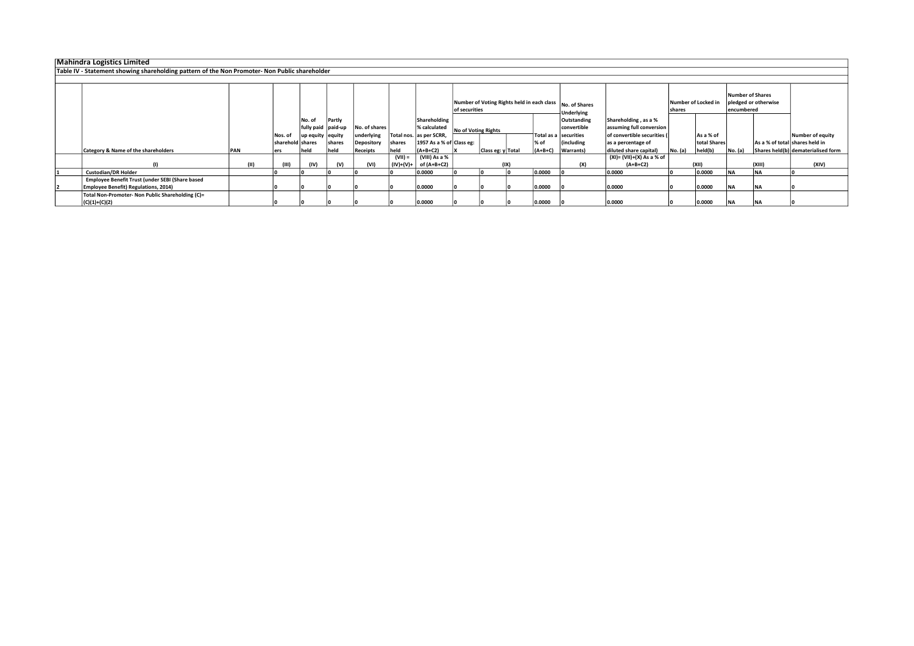## Mahindra Logistics Limited

### Table IV - Statement showing shareholding pattern of the Non Promoter- Non Public shareholder

| | Category & Name of the shareholders | PAN | Nos. of shareholders | No. of fully paid up equity shares held | Partly paid-up equity shares held | No. of shares underlying Depository Receipts | Total nos. shares held | Shareholding % calculated as per SCRR, 1957 As a % of (A+B+C2) | Number of Voting Rights held in each class of securities | | | | No. of Shares Underlying Outstanding convertible securities (including Warrants) | Shareholding , as a % assuming full conversion of convertible securities ( as a percentage of diluted share capital) | Number of Locked in shares | | Number of Shares pledged or otherwise encumbered | | Number of equity shares held in dematerialised form |
|---|---|---|---|---|---|---|---|---|---|---|---|---|---|---|---|---|---|---|---|
| | | | | | | | | | No of Voting Rights | | | Total as a % of (A+B+C) | | | No. (a) | As a % of total Shares held(b) | No. (a) | As a % of total Shares held(b) | |
| | | | | | | | | | Class eg: X | Class eg: y | Total | | | | | | | | |
| | (I) | (II) | (III) | (IV) | (V) | (VI) | (VII) = (IV)+(V)+ | (VIII) As a % of (A+B+C2) | (IX) | | | | (X) | (XI)= (VII)+(X) As a % of (A+B+C2) | (XII) | | (XIII) | | (XIV) |
| 1 | Custodian/DR Holder | | 0 | 0 | 0 | 0 | 0 | 0.0000 | 0 | 0 | 0 | 0.0000 | 0 | 0.0000 | 0 | 0.0000 | NA | NA | 0 |
| 2 | Employee Benefit Trust (under SEBI (Share based Employee Benefit) Regulations, 2014) | | 0 | 0 | 0 | 0 | 0 | 0.0000 | 0 | 0 | 0 | 0.0000 | 0 | 0.0000 | 0 | 0.0000 | NA | NA | 0 |
| | Total Non-Promoter- Non Public Shareholding (C)= (C)(1)+(C)(2) | | 0 | 0 | 0 | 0 | 0 | 0.0000 | 0 | 0 | 0 | 0.0000 | 0 | 0.0000 | 0 | 0.0000 | NA | NA | 0 |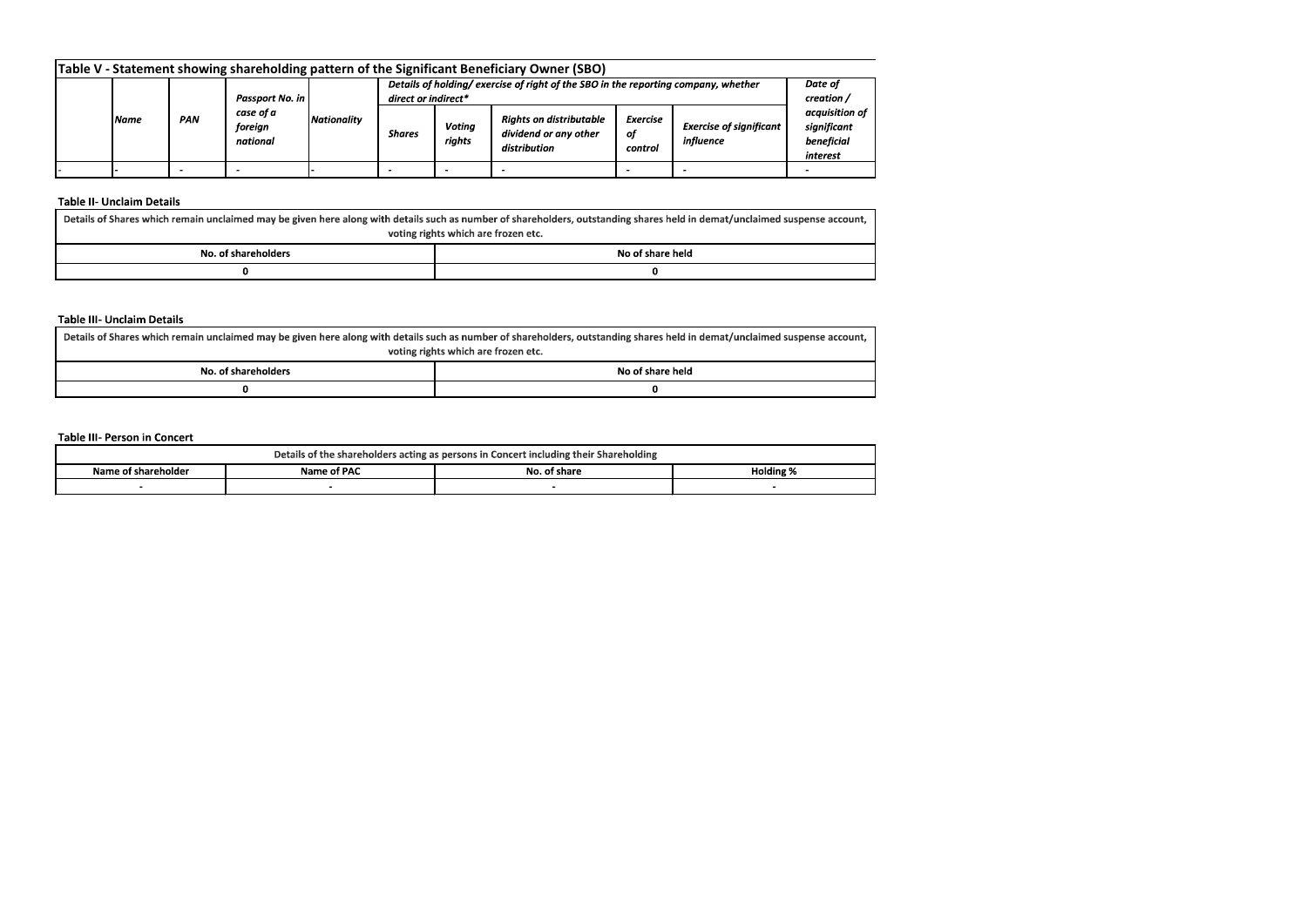## Table V - Statement showing shareholding pattern of the Significant Beneficiary Owner (SBO)

| | *Name* | *PAN* | *Passport No. in case of a foreign national* | *Nationality* | *Details of holding/ exercise of right of the SBO in the reporting company, whether direct or indirect** | | | | | *Date of creation / acquisition of significant beneficial interest* |
|---|---|---|---|---|---|---|---|---|---|---|
| | | | | | *Shares* | *Voting rights* | *Rights on distributable dividend or any other distribution* | *Exercise of control* | *Exercise of significant influence* | |
| - | - | - | - | - | - | - | - | - | - | - |

**Table II- Unclaim Details**

| Details of Shares which remain unclaimed may be given here along with details such as number of shareholders, outstanding shares held in demat/unclaimed suspense account, voting rights which are frozen etc. | |
|---|---|
| **No. of shareholders** | **No of share held** |
| 0 | 0 |

**Table III- Unclaim Details**

| Details of Shares which remain unclaimed may be given here along with details such as number of shareholders, outstanding shares held in demat/unclaimed suspense account, voting rights which are frozen etc. | |
|---|---|
| **No. of shareholders** | **No of share held** |
| 0 | 0 |

**Table III- Person in Concert**

| Details of the shareholders acting as persons in Concert including their Shareholding | | | |
|---|---|---|---|
| **Name of shareholder** | **Name of PAC** | **No. of share** | **Holding %** |
| - | - | - | - |